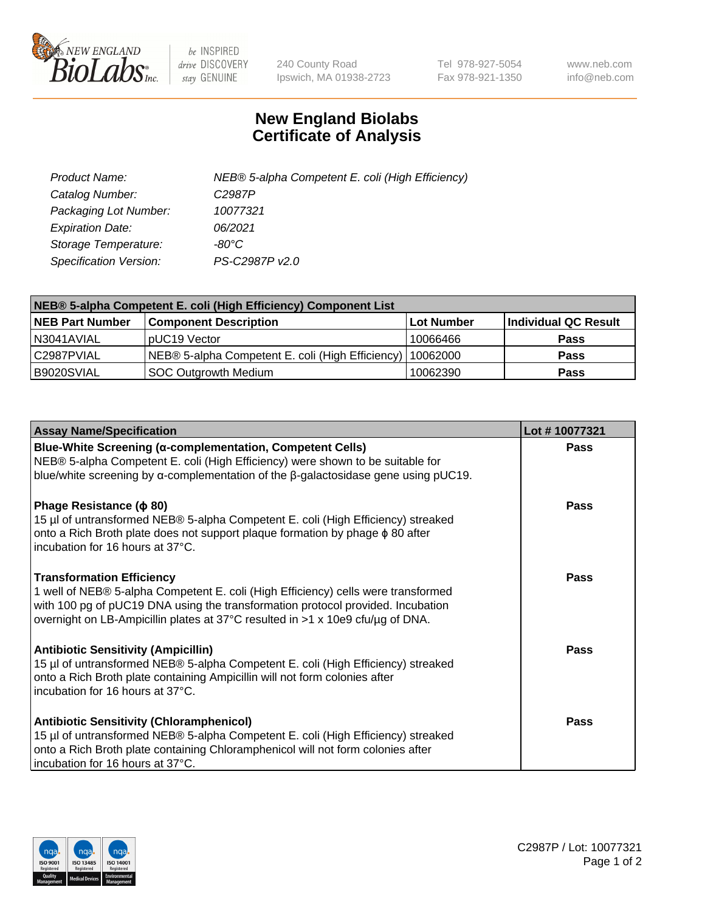240 County Road
Ipswich, MA 01938-2723

Tel 978-927-5054
Fax 978-921-1350

www.neb.com
info@neb.com

# New England Biolabs
# Certificate of Analysis

| | |
|---|---|
| *Product Name:* | *NEB® 5-alpha Competent E. coli (High Efficiency)* |
| *Catalog Number:* | *C2987P* |
| *Packaging Lot Number:* | *10077321* |
| *Expiration Date:* | *06/2021* |
| *Storage Temperature:* | *-80°C* |
| *Specification Version:* | *PS-C2987P v2.0* |

| NEB® 5-alpha Competent E. coli (High Efficiency) Component List | | | |
|---|---|---|---|
| **NEB Part Number** | **Component Description** | **Lot Number** | **Individual QC Result** |
| N3041AVIAL | pUC19 Vector | 10066466 | **Pass** |
| C2987PVIAL | NEB® 5-alpha Competent E. coli (High Efficiency) | 10062000 | **Pass** |
| B9020SVIAL | SOC Outgrowth Medium | 10062390 | **Pass** |

| Assay Name/Specification | Lot # 10077321 |
|---|---|
| **Blue-White Screening (α-complementation, Competent Cells)**<br>NEB® 5-alpha Competent E. coli (High Efficiency) were shown to be suitable for blue/white screening by α-complementation of the β-galactosidase gene using pUC19. | **Pass** |
| **Phage Resistance (ϕ 80)**<br>15 µl of untransformed NEB® 5-alpha Competent E. coli (High Efficiency) streaked onto a Rich Broth plate does not support plaque formation by phage ϕ 80 after incubation for 16 hours at 37°C. | **Pass** |
| **Transformation Efficiency**<br>1 well of NEB® 5-alpha Competent E. coli (High Efficiency) cells were transformed with 100 pg of pUC19 DNA using the transformation protocol provided. Incubation overnight on LB-Ampicillin plates at 37°C resulted in >1 x 10e9 cfu/µg of DNA. | **Pass** |
| **Antibiotic Sensitivity (Ampicillin)**<br>15 µl of untransformed NEB® 5-alpha Competent E. coli (High Efficiency) streaked onto a Rich Broth plate containing Ampicillin will not form colonies after incubation for 16 hours at 37°C. | **Pass** |
| **Antibiotic Sensitivity (Chloramphenicol)**<br>15 µl of untransformed NEB® 5-alpha Competent E. coli (High Efficiency) streaked onto a Rich Broth plate containing Chloramphenicol will not form colonies after incubation for 16 hours at 37°C. | **Pass** |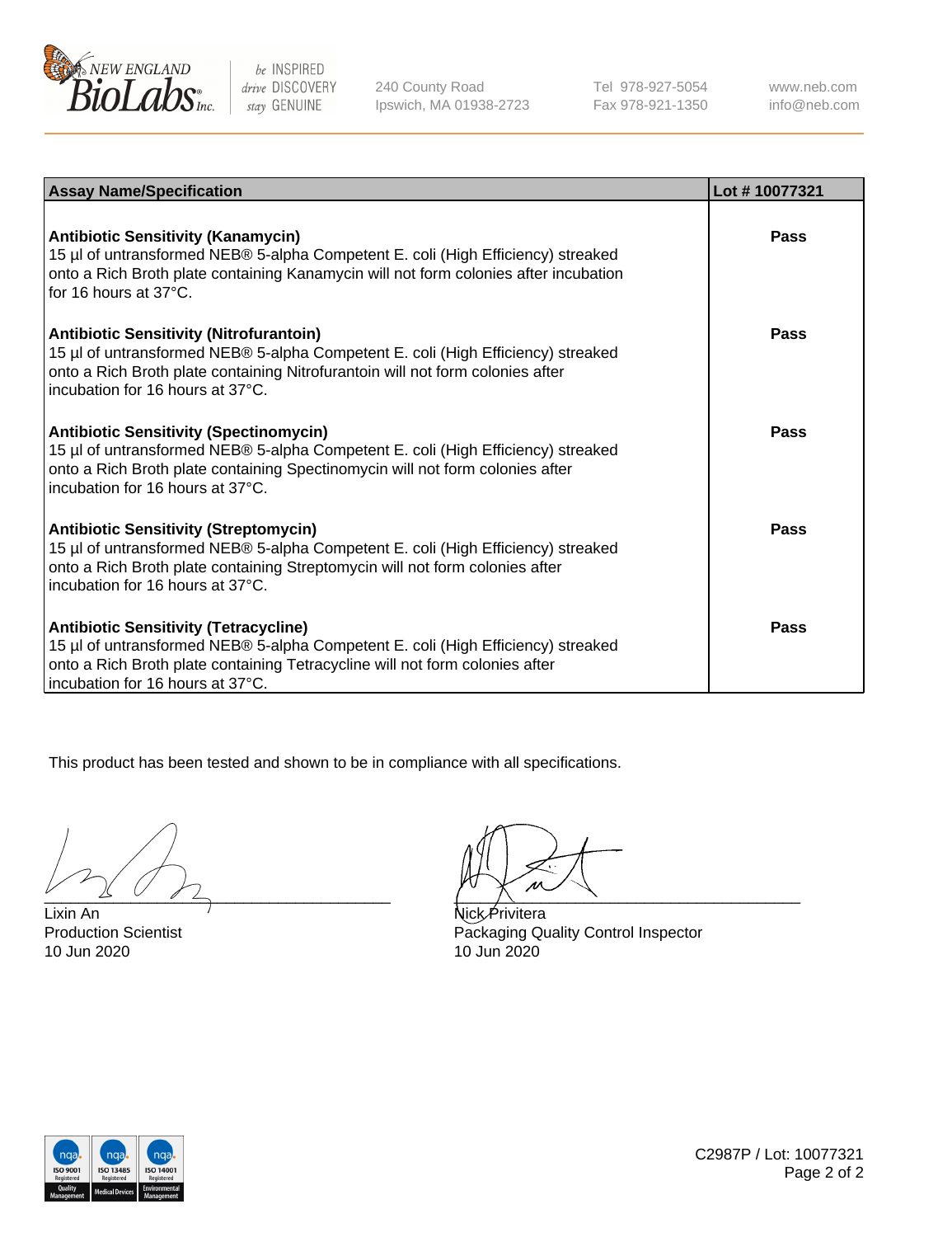| Assay Name/Specification | Lot # 10077321 |
|---|---|
| **Antibiotic Sensitivity (Kanamycin)**<br>15 µl of untransformed NEB® 5-alpha Competent E. coli (High Efficiency) streaked onto a Rich Broth plate containing Kanamycin will not form colonies after incubation for 16 hours at 37°C. | **Pass** |
| **Antibiotic Sensitivity (Nitrofurantoin)**<br>15 µl of untransformed NEB® 5-alpha Competent E. coli (High Efficiency) streaked onto a Rich Broth plate containing Nitrofurantoin will not form colonies after incubation for 16 hours at 37°C. | **Pass** |
| **Antibiotic Sensitivity (Spectinomycin)**<br>15 µl of untransformed NEB® 5-alpha Competent E. coli (High Efficiency) streaked onto a Rich Broth plate containing Spectinomycin will not form colonies after incubation for 16 hours at 37°C. | **Pass** |
| **Antibiotic Sensitivity (Streptomycin)**<br>15 µl of untransformed NEB® 5-alpha Competent E. coli (High Efficiency) streaked onto a Rich Broth plate containing Streptomycin will not form colonies after incubation for 16 hours at 37°C. | **Pass** |
| **Antibiotic Sensitivity (Tetracycline)**<br>15 µl of untransformed NEB® 5-alpha Competent E. coli (High Efficiency) streaked onto a Rich Broth plate containing Tetracycline will not form colonies after incubation for 16 hours at 37°C. | **Pass** |

This product has been tested and shown to be in compliance with all specifications.

Lixin An
Production Scientist
10 Jun 2020

Nick Privitera
Packaging Quality Control Inspector
10 Jun 2020

C2987P / Lot: 10077321